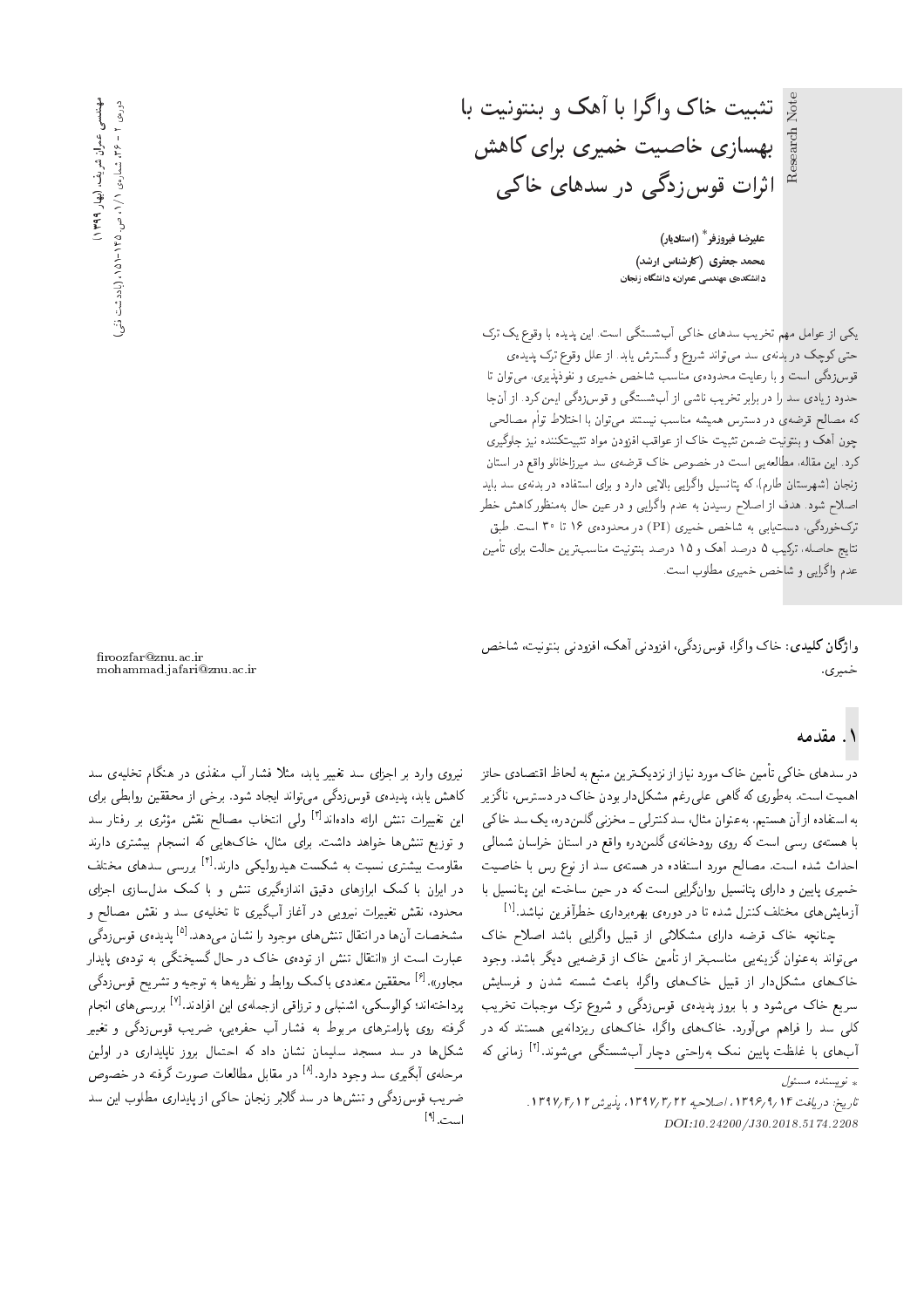Research Note

# تثبیت خاک واگرا با آهک و بنتونیت با بهسازی خاصیت خمیری برای کاهش اثرات قوس‌زدگی در سدهای خاکی

**علیرضا فیروزفر*** (استادیار)
**محمد جعفری** (کارشناس ارشد)
دانشکده‌ی مهندسی عمران، دانشگاه زنجان

یکی از عوامل مهم تخریب سدهای خاکی آب‌شستگی است. این پدیده با وقوع یک ترک حتی کوچک در بدنه‌ی سد می‌تواند شروع و گسترش یابد. از علل وقوع ترک پدیده‌ی قوس‌زدگی است و با رعایت محدوده‌ی مناسب شاخص خمیری و نفوذپذیری، می‌توان تا حدود زیادی سد را در برابر تخریب ناشی از آب‌شستگی و قوس‌زدگی ایمن کرد. از آنجا که مصالح قرضه‌ی در دسترس همیشه مناسب نیستند می‌توان با اختلاط توأم مصالحی چون آهک و بنتونیت ضمن تثبیت خاک از عواقب افزودن مواد تثبیت‌کننده نیز جلوگیری کرد. این مقاله، مطالعه‌یی است در خصوص خاک قرضه‌ی سد میرزاخانلو واقع در استان زنجان (شهرستان طارم)، که پتانسیل واگرایی بالایی دارد و برای استفاده در بدنه‌ی سد باید اصلاح شود. هدف از اصلاح رسیدن به عدم واگرایی و در عین حال به‌منظور کاهش خطر ترک‌خوردگی، دستیابی به شاخص خمیری (PI) در محدوده‌ی ۱۶ تا ۳۰ است. طبق نتایج حاصله، ترکیب ۵ درصد آهک و ۱۵ درصد بنتونیت مناسب‌ترین حالت برای تأمین عدم واگرایی و شاخص خمیری مطلوب است.

**واژگان کلیدی:** خاک واگرا، قوس‌زدگی، افزودنی آهک، افزودنی بنتونیت، شاخص خمیری.

firoozfar@znu.ac.ir
mohammad.jafari@znu.ac.ir

## ۱. مقدمه

در سدهای خاکی تأمین خاک مورد نیاز از نزدیک‌ترین منبع به لحاظ اقتصادی حائز اهمیت است. به‌طوری که گاهی علی‌رغم مشکل‌دار بودن خاک در دسترس، ناگزیر به استفاده از آن هستیم. به‌عنوان مثال، سد کنترلی ـ مخزنی گلمن‌دره، یک سد خاکی با هسته‌ی رسی است که روی رودخانه‌ی گلمن‌دره واقع در استان خراسان شمالی احداث شده است. مصالح مورد استفاده در هسته‌ی سد از نوع رس با خاصیت خمیری پایین و دارای پتانسیل روان‌گرایی است که در حین ساخته این پتانسیل با آزمایش‌های مختلف کنترل شده تا در دوره‌ی بهره‌برداری خطرآفرین نباشد.[1]

چنانچه خاک قرضه دارای مشکلاتی از قبیل واگرایی باشد اصلاح خاک می‌تواند به‌عنوان گزینه‌یی مناسب‌تر از تأمین خاک از قرضه‌یی دیگر باشد. وجود خاک‌های مشکل‌دار از قبیل خاک‌های واگرا، باعث شسته شدن و فرسایش سریع خاک می‌شود و با بروز پدیده‌ی قوس‌زدگی و شروع ترک موجبات تخریب کلی سد را فراهم می‌آورد. خاک‌های واگرا، خاک‌های ریزدانه‌یی هستند که در آب‌های با غلظت پایین نمک به‌راحتی دچار آب‌شستگی می‌شوند.[2] زمانی که نیروی وارد بر اجزای سد تغییر یابد، مثلاً فشار آب منفذی در هنگام تخلیه‌ی سد کاهش یابد، پدیده‌ی قوس‌زدگی می‌تواند ایجاد شود. برخی از محققین روابطی برای این تغییرات تنش ارائه داده‌اند[3] ولی انتخاب مصالح نقش مؤثری بر رفتار سد و توزیع تنش‌ها خواهد داشت. برای مثال، خاک‌هایی که انسجام بیشتری دارند مقاومت بیشتری نسبت به شکست هیدرولیکی دارند.[4] بررسی سدهای مختلف در ایران با کمک ابزارهای دقیق اندازه‌گیری تنش و با کمک مدل‌سازی اجزای محدود، نقش تغییرات نیرویی در آغاز آب‌گیری تا تخلیه‌ی سد و نقش مصالح و مشخصات آن‌ها در انتقال تنش‌های موجود را نشان می‌دهد.[5] پدیده‌ی قوس‌زدگی عبارت است از «انتقال تنش از توده‌ی خاک در حال گسیختگی به توده‌ی پایدار مجاور».[6] محققین متعددی با کمک روابط و نظریه‌ها به توجیه و تشریح قوس‌زدگی پرداخته‌اند؛ کوالوسکی، اشنایی و ترزاقی ازجمله‌ی این افراداند.[7] بررسی‌های انجام گرفته روی پارامترهای مربوط به فشار آب حفره‌یی، ضریب قوس‌زدگی و تغییر شکل‌ها در سد مسجد سلیمان نشان داد که احتمال بروز ناپایداری در اولین مرحله‌ی آبگیری سد وجود دارد.[8] در مقابل مطالعات صورت گرفته در خصوص ضریب قوس‌زدگی و تنش‌ها در سد گلابر زنجان حاکی از پایداری مطلوب این سد است.[9]

* نویسنده مسئول

تاریخ: دریافت ۱۳۹۶/۹/۱۴، اصلاحیه ۱۳۹۷/۳/۲۲، پذیرش ۱۳۹۷/۴/۱۲.

DOI:10.24200/J30.2018.5174.2208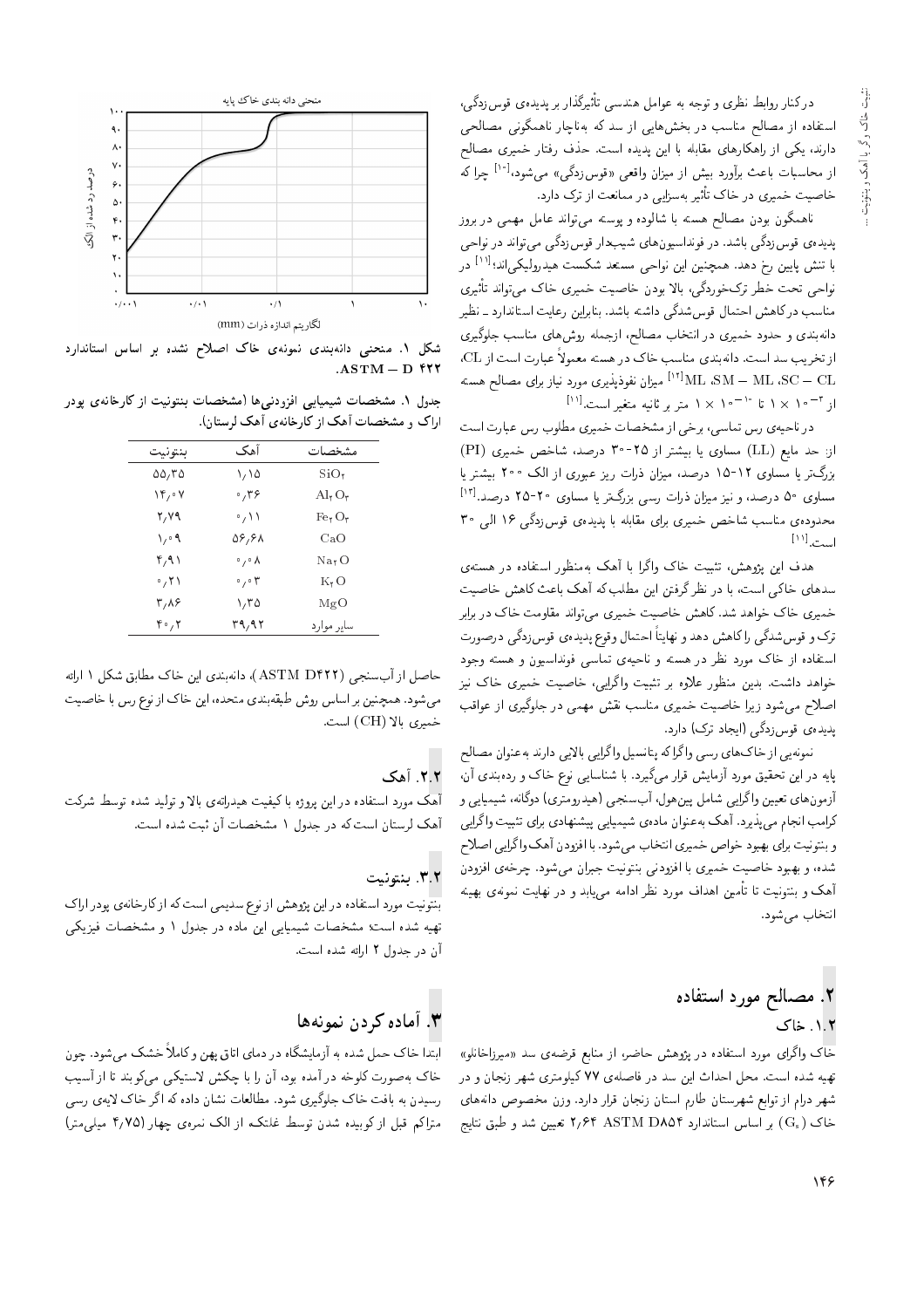درکنار روابط نظری و توجه به عوامل هندسی تأثیرگذار بر پدیده‌ی قوس‌زدگی، استفاده از مصالح مناسب در بخش‌هایی از سد که به‌ناچار ناهمگونی مصالحی دارند، یکی از راهکارهای مقابله با این پدیده است. حذف رفتار خمیری مصالح از محاسبات باعث برآورد بیش از میزان واقعی «قوس‌زدگی» می‌شود،[۱۰] چرا که خاصیت خمیری در خاک تأثیر به‌سزایی در ممانعت از ترک دارد.

ناهمگون بودن مصالح هسته با شالوده و پوسته می‌تواند عامل مهمی در بروز پدیده‌ی قوس‌زدگی باشد. در فونداسیون‌های شیب‌دار قوس‌زدگی می‌تواند در نواحی با تنش پایین رخ دهد. همچنین این نواحی مستعد شکست هیدرولیکی‌اند؛[۱۱] در نواحی تحت خطر ترک‌خوردگی، بالا بودن خاصیت خمیری خاک می‌تواند تأثیری مناسب در کاهش احتمال قوس‌شدگی داشته باشد. بنابراین رعایت استاندارد ـ نظیر دانه‌بندی و حدود خمیری در انتخاب مصالح، ازجمله روش‌های مناسب جلوگیری از تخریب سد است. دانه‌بندی مناسب خاک در هسته معمولاً عبارت است از CL، ML ،SM − ML ،SC − CL[۱۲] میزان نفوذپذیری مورد نیاز برای مصالح هسته از $۱ \times ۱۰^{-۳}$ تا $۱ \times ۱۰^{-۱۰}$ متر بر ثانیه متغیر است.[۱۱]

در ناحیه‌ی رس تماسی، برخی از مشخصات خمیری مطلوب رس عبارت است از: حد مایع (LL) مساوی یا بیشتر از ۲۵-۳۰ درصد، شاخص خمیری (PI) بزرگ‌تر یا مساوی ۱۲-۱۵ درصد، میزان ذرات ریز عبوری از الک ۲۰۰ بیشتر یا مساوی ۵۰ درصد، و نیز میزان ذرات رسی بزرگ‌تر یا مساوی ۲۰-۲۵ درصد.[۱۳] محدوده‌ی مناسب شاخص خمیری برای مقابله با پدیده‌ی قوس‌زدگی ۱۶ الی ۳۰ است.[۱۱]

هدف این پژوهش، تثبیت خاک واگرا با آهک به‌منظور استفاده در هسته‌ی سدهای خاکی است، با در نظر گرفتن این مطلب که آهک باعث کاهش خاصیت خمیری خاک خواهد شد. کاهش خاصیت خمیری می‌تواند مقاومت خاک در برابر ترک و قوس‌شدگی را کاهش دهد و نهایتاً احتمال وقوع پدیده‌ی قوس‌زدگی درصورت استفاده از خاک مورد نظر در هسته و ناحیه‌ی تماسی فونداسیون و هسته وجود خواهد داشت. بدین منظور علاوه بر تثبیت واگرایی، خاصیت خمیری خاک نیز اصلاح می‌شود زیرا خاصیت خمیری مناسب نقش مهمی در جلوگیری از عواقب پدیده‌ی قوس‌زدگی (ایجاد ترک) دارد.

نمونه‌یی از خاک‌های رسی واگرا که پتانسیل واگرایی بالایی دارند به‌عنوان مصالح پایه در این تحقیق مورد آزمایش قرار می‌گیرد. با شناسایی نوع خاک و رده‌بندی آن، آزمون‌های تعیین واگرایی شامل پین‌هول، آب‌سنجی (هیدرومتری) دوگانه، شیمیایی و کرامب انجام می‌پذیرد. آهک به‌عنوان ماده‌ی شیمیایی پیشنهادی برای تثبیت واگرایی و بنتونیت برای بهبود خواص خمیری انتخاب می‌شود. با افزودن آهک واگرایی اصلاح شده، و بهبود خاصیت خمیری با افزودنی بنتونیت جبران می‌شود. چرخه‌ی افزودن آهک و بنتونیت تا تأمین اهداف مورد نظر ادامه می‌یابد و در نهایت نمونه‌ی بهینه انتخاب می‌شود.

## ۲. مصالح مورد استفاده

### ۱.۲. خاک

خاک واگرای مورد استفاده در پژوهش حاضر، از منابع قرضه‌ی سد «میرزاخانلو» تهیه شده است. محل احداث این سد در فاصله‌ی ۷۷ کیلومتری شهر زنجان و در شهر درام از توابع شهرستان طارم استان زنجان قرار دارد. وزن مخصوص دانه‌های خاک ($G_s$) بر اساس استاندارد ASTM D854 ۲٫۶۴ تعیین شد و طبق نتایج

شکل ۱. منحنی دانه‌بندی نمونه‌ی خاک اصلاح نشده بر اساس استاندارد ASTM − D 422.

جدول ۱. مشخصات شیمیایی افزودنی‌ها (مشخصات بنتونیت از کارخانه‌ی پودر اراک و مشخصات آهک از کارخانه‌ی آهک لرستان).

| مشخصات | آهک | بنتونیت |
|---|---|---|
| $SiO_2$ | ۱٫۱۵ | ۵۵٫۳۵ |
| $Al_2O_3$ | ۰٫۳۶ | ۱۴٫۰۷ |
| $Fe_2O_3$ | ۰٫۱۱ | ۲٫۷۹ |
| CaO | ۵۶٫۶۸ | ۱٫۰۹ |
| $Na_2O$ | ۰٫۰۸ | ۴٫۹۱ |
| $K_2O$ | ۰٫۰۳ | ۰٫۲۱ |
| MgO | ۱٫۳۵ | ۳٫۸۶ |
| سایر موارد | ۳۹٫۹۲ | ۴۰٫۲ |

حاصل از آب‌سنجی (ASTM D422)، دانه‌بندی این خاک مطابق شکل ۱ ارائه می‌شود. همچنین بر اساس روش طبقه‌بندی متحده، این خاک از نوع رس با خاصیت خمیری بالا (CH) است.

### ۲.۲. آهک

آهک مورد استفاده در این پروژه از نوع آهک هیدراته‌ی با کیفیت بالا و تولید شده توسط شرکت آهک لرستان است که در جدول ۱ مشخصات آن ثبت شده است.

### ۳.۲. بنتونیت

بنتونیت مورد استفاده در این پژوهش از نوع سدیمی است که از کارخانه‌ی پودر اراک تهیه شده است؛ مشخصات شیمیایی این ماده در جدول ۱ و مشخصات فیزیکی آن در جدول ۲ ارائه شده است.

## ۳. آماده کردن نمونه‌ها

ابتدا خاک حمل شده به آزمایشگاه در دمای اتاق پهن و کاملاً خشک می‌شود. چون خاک به‌صورت کلوخه در آمده بود، آن را با چکش لاستیکی می‌کوبند تا از آسیب رسیدن به بافت خاک جلوگیری شود. مطالعات نشان داده که اگر خاک لایه‌ی رسی متراکم قبل از کوبیده شدن توسط غلتکه از الک نمره‌ی چهار (۴٫۷۵ میلی‌متر)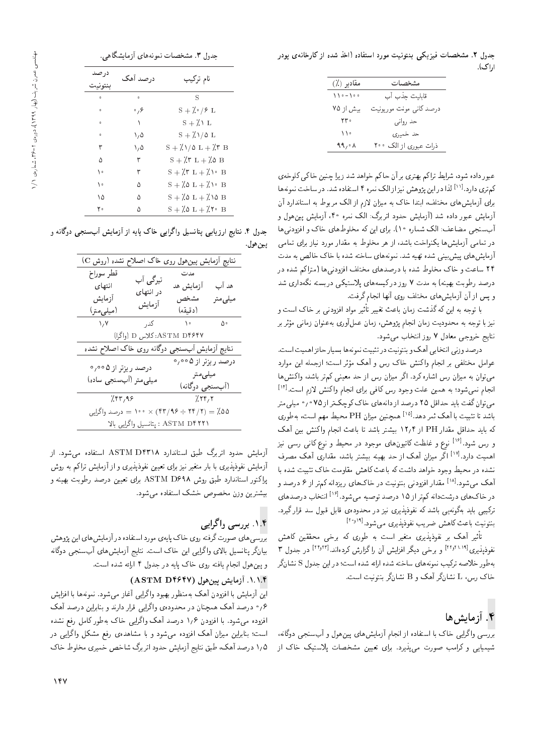جدول ۲. مشخصات فیزیکی بنتونیت مورد استفاده (اخذ شده از کارخانه‌ی پودر اراک).

| مشخصات | مقادیر (٪) |
|---|---|
| قابلیت جذب آب | ۱۰۰-۱۱۰ |
| درصد کانی مونت موریونیت | بیش از ۷۵ |
| حد روانی | ۲۳۰ |
| حد خمیری | ۱۱۰ |
| ذرات عبوری از الک ۲۰۰ | ۹۹٫۰۸ |

عبور داده شود، شرایط تراکم بهتری بر آن حاکم خواهد شد زیرا چنین خاکی کلوخه‌ی کم‌تری دارد.[11] لذا در این پژوهش نیز از الک نمره ۴ استفاده شد. در ساخت نمونه‌ها برای آزمایش‌های مختلف، ابتدا خاک به میزان لازم از الک مربوط به استاندارد آن آزمایش عبور داده شد (آزمایش حدود اتربرگ: الک نمره ۴۰، آزمایش پین‌هول و آب‌سنجی مضاعف: الک شماره ۱۰). برای این که مخلوط‌های خاک و افزودنی‌ها در تمامی آزمایش‌ها یکنواخت باشد، از هر مخلوط به مقدار مورد نیاز برای تمامی آزمایش‌های پیش‌بینی شده تهیه شد. نمونه‌های ساخته شده با خاک خالص به مدت ۲۴ ساعت و خاک مخلوط شده با درصدهای مختلف افزودنی‌ها (متراکم شده در درصد رطوبت بهینه) به مدت ۷ روز در کیسه‌های پلاستیکی دربسته نگه‌داری شد و پس از آن آزمایش‌های مختلف روی آنها انجام گرفت.

با توجه به این که گذشت زمان باعث تغییر تأثیر مواد افزودنی بر خاک است و نیز با توجه به محدودیت زمان انجام پژوهش، زمان عمل‌آوری به‌عنوان زمانی مؤثر بر نتایج خروجی معادل ۷ روز انتخاب می‌شود.

درصد وزنی انتخابی آهک و بنتونیت در تثبیت نمونه‌ها بسیار حائز اهمیت است. عوامل مختلفی بر انجام واکنش خاک رس و آهک مؤثر است؛ ازجمله این موارد می‌توان به میزان رس اشاره کرد. اگر میزان رس از حد معینی کم‌تر باشد، واکنش‌ها انجام نمی‌شود؛ به همین علت وجود رس کافی برای انجام واکنش لازم است.[14] می‌توان گفت باید حداقل ۲۵ درصد از دانه‌های خاک کوچک‌تر از ۰٫۰۷۵ میلی‌متر باشد تا تثبیت با آهک ثمر دهد.[15] همچنین میزان PH محیط مهم است، به‌طوری که باید حداقل مقدار PH از ۱۲٫۴ بیشتر باشد تا باعث انجام واکنش بین آهک و رس شود.[16] نوع و غلظت کاتیون‌های موجود در محیط و نوع کانی رسی نیز اهمیت دارد.[17] اگر میزان آهک از حد بهینه بیشتر باشد، مقداری آهک مصرف نشده در محیط وجود خواهد داشت که باعث کاهش مقاومت خاک تثبیت شده با آهک می‌شود.[18] مقدار افزودنی بنتونیت در خاک‌های ریزدانه کم‌تر از ۶ درصد و در خاک‌های درشت‌دانه کم‌تر از ۱۵ درصد توصیه می‌شود.[16] انتخاب درصدهای ترکیبی باید به‌گونه‌یی باشد که نفوذپذیری نیز در محدوده‌ی قابل قبول سد قرار گیرد. بنتونیت باعث کاهش ضریب نفوذپذیری می‌شود.[19-20]

تأثیر آهک بر نفوذپذیری متغیر است به طوری که برخی محققین کاهش نفوذپذیری[19,21] و برخی دیگر افزایش آن را گزارش کرده‌اند.[22,23] در جدول ۳ به‌طور خلاصه ترکیب نمونه‌های ساخته شده ارائه شده است؛ در این جدول S نشان‌گر خاک رس، L نشان‌گر آهک و B نشان‌گر بنتونیت است.

## ۴. آزمایش‌ها

بررسی واگرایی خاک با استفاده از انجام آزمایش‌های پین‌هول و آب‌سنجی دوگانه، شیمیایی و کرامب صورت می‌پذیرد. برای تعیین مشخصات پلاستیک خاک از

جدول ۳. مشخصات نمونه‌های آزمایشگاهی.

| نام ترکیب | درصد آهک | درصد بنتونیت |
|---|---|---|
| S | ۰ | ۰ |
| S + ٪۰/۶ L | ۰٫۶ | ۰ |
| S + ٪۱ L | ۱ | ۰ |
| S + ٪۱/۵ L | ۱٫۵ | ۰ |
| S + ٪۱/۵ L + ٪۳ B | ۱٫۵ | ۳ |
| S + ٪۳ L + ٪۵ B | ۳ | ۵ |
| S + ٪۳ L + ٪۱۰ B | ۳ | ۱۰ |
| S + ٪۵ L + ٪۱۰ B | ۵ | ۱۰ |
| S + ٪۵ L + ٪۱۵ B | ۵ | ۱۵ |
| S + ٪۵ L + ٪۲۰ B | ۵ | ۲۰ |

جدول ۴. نتایج ارزیابی پتانسیل واگرایی خاک پایه از آزمایش آب‌سنجی دوگانه و پین‌هول.

| نتایج آزمایش پین‌هول روی خاک اصلاح نشده (روش C) | | | |
|---|---|---|---|
| هد آب میلی‌متر | مدت آزمایش هد مشخص (دقیقه) | تیرگی آب در انتهای آزمایش | قطر سوراخ انتهای آزمایش (میلی‌متر) |
| ۵۰ | ۱۰ | کدر | ۱٫۷ |
| ASTM D4647: کلاس D (واگرا) | | | |
| نتایج آزمایش آب‌سنجی دوگانه روی خاک اصلاح نشده | | | |
| درصد ریزتر از ۰٫۰۰۵ میلی‌متر (آب‌سنجی دوگانه) | | درصد ریزتر از ۰٫۰۰۵ میلی‌متر (آب‌سنجی ساده) | |
| ٪۲۴٫۲ | | ٪۴۳٫۹۶ | |
| درصد واگرایی = ۱۰۰ × (۴۳/۹۶ ÷ ۲۴/۲) = ٪۵۵ | | | |
| ASTM D4221 : پتانسیل واگرایی بالا | | | |

آزمایش حدود اتربرگ طبق استاندارد ASTM D4318 استفاده می‌شود. از آزمایش نفوذپذیری با بار متغیر نیز برای تعیین نفوذپذیری و از آزمایش تراکم به روش پراکتور استاندارد طبق روش ASTM D698 برای تعیین درصد رطوبت بهینه و بیشترین وزن مخصوص خشک استفاده می‌شود.

### ۱.۴. بررسی واگرایی

بررسی‌های صورت گرفته روی خاک پایه‌ی مورد استفاده در آزمایش‌های این پژوهش بیانگر پتانسیل بالای واگرایی این خاک است. نتایج آزمایش‌های آب‌سنجی دوگانه و پین‌هول انجام یافته روی خاک پایه در جدول ۴ ارائه شده است.

#### ۱.۱.۴. آزمایش پین‌هول (ASTM D4647)

این آزمایش با افزودن آهک به‌منظور بهبود واگرایی آغاز می‌شود. نمونه‌ها با افزایش ۰٫۶ درصد آهک همچنان در محدوده‌ی واگرایی قرار دارند و بنابراین درصد آهک افزوده می‌شود. با افزودن ۱٫۶ درصد آهک واگرایی خاک به‌طور کامل رفع نشده است؛ بنابراین میزان آهک افزوده می‌شود و با مشاهده‌ی رفع مشکل واگرایی در ۱٫۵ درصد آهک، طبق نتایج آزمایش حدود اتربرگ شاخص خمیری مخلوط خاک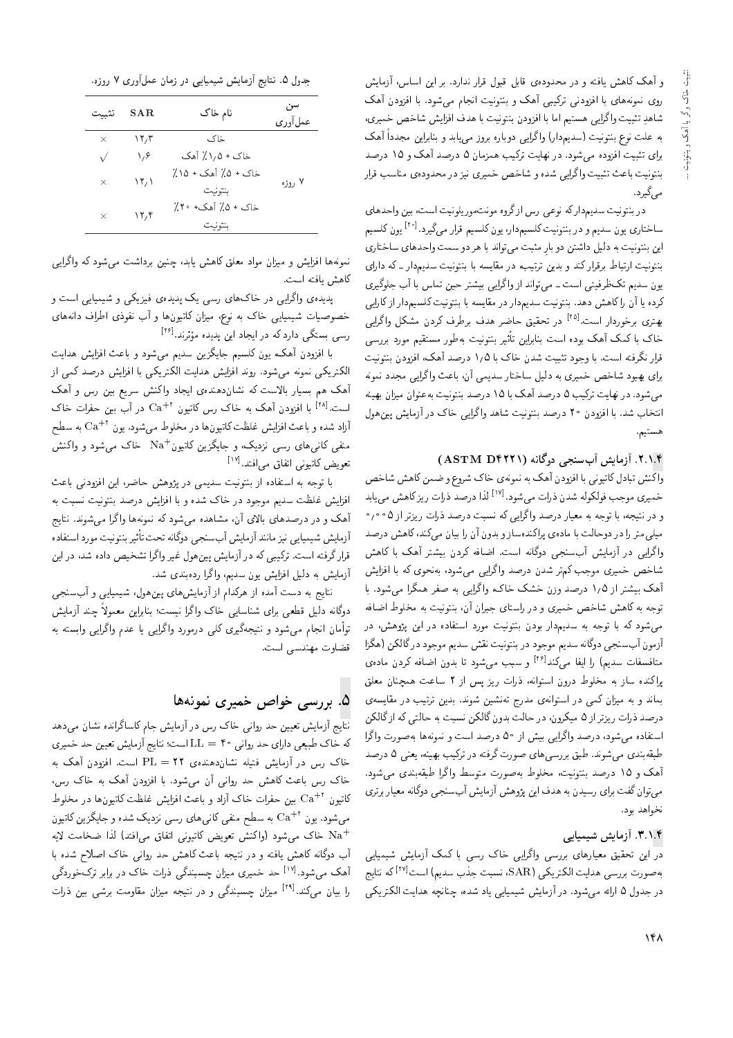و آهک کاهش یافته و در محدوده‌ی قابل قبول قرار ندارد. بر این اساس، آزمایش روی نمونه‌های با افزودنی ترکیبی آهک و بنتونیت انجام می‌شود. با افزودن آهک شاهدِ تثبیت واگرایی هستیم اما با افزودن بنتونیت با هدف افزایش شاخص خمیری، به علت نوع بنتونیت (سدیم‌دار) واگرایی دوباره بروز می‌یابد و بنابراین مجدداً آهک برای تثبیت افزوده می‌شود. در نهایت ترکیب همزمان ۵ درصد آهک و ۱۵ درصد بنتونیت باعث تثبیت واگرایی شده و شاخص خمیری نیز در محدوده‌ی مناسب قرار می‌گیرد.

در بنتونیت سدیم‌دار که نوعی رس از گروه مونت‌موریلونیت است، بین واحدهای ساختاری یون سدیم و در بنتونیت کلسیم‌دار، یون کلسیم قرار می‌گیرد.[۲۰] یون کلسیم این بنتونیت به دلیل داشتن دو بار مثبت می‌تواند با هر دو سمت واحدهای ساختاری بنتونیت ارتباط برقرار کند و بدین ترتیب ـ در مقایسه با بنتونیت سدیم‌دار ـ که دارای یون سدیم تک‌ظرفیتی است ـ می‌تواند از واگرایی بیشتر حین تماس با آب جلوگیری کرده یا آن را کاهش دهد. بنتونیت سدیم‌دار در مقایسه با بنتونیت کلسیم‌دار از کارایی بهتری برخوردار است.[۲۵] در تحقیق حاضر هدف برطرف کردن مشکل واگرایی خاک با کمک آهک بوده است بنابراین تأثیر بنتونیت به‌طور مستقیم مورد بررسی قرار نگرفته است. با وجود تثبیت شدن خاک با ۱٫۵ درصد آهک، افزودن بنتونیت برای بهبود شاخص خمیری به دلیل ساختار سدیمی آن، باعث واگرایی مجدد نمونه می‌شود. در نهایت ترکیب ۵ درصد آهک با ۱۵ درصد بنتونیت به‌عنوان میزان بهینه انتخاب شد. با افزودن ۲۰ درصد بنتونیت شاهد واگرایی خاک در آزمایش پین‌هول هستیم.

### ۲.۱.۴. آزمایش آب‌سنجی دوگانه (ASTM D4221)

واکنش تبادل کاتیونی با افزودن آهک به نمونه‌ی خاک شروع و ضمن کاهش شاخص خمیری موجب فولکوله شدن ذرات می‌شود.[۱۷] لذا درصد ذرات ریز کاهش می‌یابد و در نتیجه، با توجه به معیار درصد واگرایی که نسبت درصد ذرات ریزتر از ۰٫۰۰۵ میلی‌متر را در دوحالت با ماده‌ی پراکنده‌ساز و بدون آن را بیان می‌کند، کاهش درصد واگرایی در آزمایش آب‌سنجی دوگانه است. اضافه کردن بیشتر آهک با کاهش شاخص خمیری موجب کم‌تر شدن درصد واگرایی می‌شود، به‌نحوی که با افزایش آهک بیشتر از ۱٫۵ درصد وزن خشک خاک، واگرایی به صفر همگرا می‌شود. با توجه به کاهش شاخص خمیری و در راستای جبران آن، بنتونیت به مخلوط اضافه می‌شود که با توجه به سدیم‌دار بودن بنتونیت مورد استفاده در این پژوهش، در آزمون آب‌سنجی دوگانه سدیم موجود در بنتونیت نقش سدیم موجود در گالگن (هگزا متافسفات سدیم) را ایفا می‌کند[۲۶] و سبب می‌شود تا بدون اضافه کردن ماده‌ی پراکنده ساز به مخلوط درون استوانه، ذرات ریز پس از ۲ ساعت همچنان معلق بماند و به میزان کمی در استوانه‌ی مدرج ته‌نشین شوند. بدین ترتیب در مقایسه‌ی درصد ذرات ریزتر از ۵ میکرون، در حالت بدون گالگن نسبت به حالتی که از گالگن استفاده می‌شود، درصد واگرایی بیش از ۵۰ درصد است و نمونه‌ها به‌صورت واگرا طبقه‌بندی می‌شوند. طبق بررسی‌های صورت گرفته در ترکیب بهینه، یعنی ۵ درصد آهک و ۱۵ درصد بنتونیت، مخلوط به‌صورت متوسط واگرا طبقه‌بندی می‌شود. می‌توان گفت برای رسیدن به هدف این پژوهش آزمایش آب‌سنجی دوگانه معیار برتری نخواهد بود.

### ۳.۱.۴. آزمایش شیمیایی

در این تحقیق معیارهای بررسی واگرایی خاک رسی با کمک آزمایش شیمیایی به‌صورت بررسی هدایت الکتریکی (SAR، نسبت جذب سدیم) است[۲۷] که نتایج در جدول ۵ ارائه می‌شود. در آزمایش شیمیایی یاد شده، چنانچه هدایت الکتریکی

جدول ۵. نتایج آزمایش شیمیایی در زمان عمل‌آوری ۷ روزه.

| سن عمل‌آوری | نام خاک | SAR | تثبیت |
|---|---|---|---|
| ۷ روزه | خاک | ۱۲٫۳ | × |
| | خاک + ۱٫۵٪ آهک | ۱٫۶ | √ |
| | خاک + ۵٪ آهک + ۱۵٪ بنتونیت | ۱۲٫۱ | × |
| | خاک + ۵٪ آهک+ ۲۰٪ بنتونیت | ۱۲٫۴ | × |

نمونه‌ها افزایش و میزان مواد معلق کاهش یابد، چنین برداشت می‌شود که واگرایی کاهش یافته است.

پدیده‌ی واگرایی در خاک‌های رسی یک پدیده‌ی فیزیکی و شیمیایی است و خصوصیات شیمیایی خاک به نوع، میزان کاتیون‌ها و آب نفوذی اطراف دانه‌های رسی بستگی دارد که در ایجاد این پدیده مؤثرند.[۲۶]

با افزودن آهک، یون کلسیم جایگزین سدیم می‌شود و باعث افزایش هدایت الکتریکی نمونه می‌شود. روند افزایش هدایت الکتریکی با افزایش درصد کمی از آهک هم بسیار بالاست که نشان‌دهنده‌ی ایجاد واکنش سریع بین رس و آهک است.[۲۸] با افزودن آهک به خاک رس کاتیون $Ca^{+2}$ در آب بین حفرات خاک آزاد شده و باعث افزایش غلظت کاتیون‌ها در مخلوط می‌شود. یون $Ca^{+2}$ به سطح منفی کانی‌های رسی نزدیک، و جایگزین کاتیون $Na^{+}$ خاک می‌شود و واکنش تعویض کاتیونی اتفاق می‌افتد.[۱۷]

با توجه به استفاده از بنتونیت سدیمی در پژوهش حاضر، این افزودنی باعث افزایش غلظت سدیم موجود در خاک شده و با افزایش درصد بنتونیت نسبت به آهک و در درصدهای بالای آن، مشاهده می‌شود که نمونه‌ها واگرا می‌شوند. نتایج آزمایش شیمیایی نیز مانند آزمایش آب‌سنجی دوگانه تحت تأثیر بنتونیت مورد استفاده قرار گرفته است. ترکیبی که در آزمایش پین‌هول غیر واگرا تشخیص داده شد، در این آزمایش به دلیل افزایش یون سدیم، واگرا رده‌بندی شد.

نتایج به دست آمده از هرکدام از آزمایش‌های پین‌هول، شیمیایی و آب‌سنجی دوگانه دلیل قطعی برای شناسایی خاک واگرا نیست؛ بنابراین معمولاً چند آزمایش توأمان انجام می‌شود و نتیجه‌گیری کلی درمورد واگرایی یا عدم واگرایی وابسته به قضاوت مهندسی است.

## ۵. بررسی خواص خمیری نمونه‌ها

نتایج آزمایش تعیین حد روانی خاک رس در آزمایش جام کاساگرانده نشان می‌دهد که خاک طبیعی دارای حد روانی $LL = 40$ است؛ نتایج آزمایش تعیین حد خمیری خاک رس در آزمایش فتیله نشان‌دهنده‌ی $PL = 22$ است. افزودن آهک به خاک رس باعث کاهش حد روانی آن می‌شود. با افزودن آهک به خاک رس، کاتیون $Ca^{+2}$ بین حفرات خاک آزاد و باعث افزایش غلظت کاتیون‌ها در مخلوط می‌شود. یون $Ca^{+2}$ به سطح منفی کانی‌های رسی نزدیک شده و جایگزین کاتیون $Na^{+}$ خاک می‌شود (واکنش تعویض کاتیونی اتفاق می‌افتد) لذا ضخامت لایه آب دوگانه کاهش یافته و در نتیجه باعث کاهش حد روانی خاک اصلاح شده با آهک می‌شود.[۱۷] حد خمیری میزان چسبندگی ذرات خاک در برابر ترک‌خوردگی را بیان می‌کند.[۲۹] میزان چسبندگی و در نتیجه میزان مقاومت برشی بین ذرات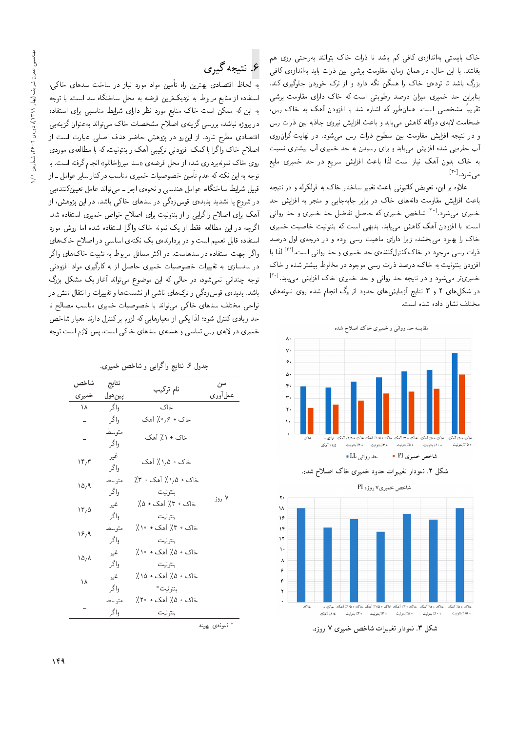خاک بایستی به‌اندازه‌ی کافی کم باشد تا ذرات خاک بتوانند به‌راحتی روی هم بغلتند. با این حال، در همان زمان، مقاومت برشی بین ذرات باید به‌اندازه‌ی کافی بزرگ باشد تا توده‌ی خاک را همگن نگه دارد و از ترک خوردن جلوگیری کند. بنابراین حد خمیری میزان درصد رطوبتی است که خاک دارای مقاومت برشی تقریباً مشخصی است. همان‌طور که اشاره شد با افزودن آهک به خاک رس، ضخامت لایه‌ی دوگانه کاهش می‌یابد و باعث افزایش نیروی جاذبه بین ذرات رس و در نتیجه افزایش مقاومت بین سطوح ذرات رس می‌شود. در نهایت گران‌روی آب حفره‌یی شده افزایش می‌یابد و برای رسیدن به حد خمیری آب بیشتری نسبت به خاک بدون آهک نیاز است لذا باعث افزایش سریع در حد خمیری مایع می‌شود.[۳۰]

علاوه بر این، تعویض کاتیونی باعث تغییر ساختار خاک به فولکوله و در نتیجه باعث افزایش مقاومت دانه‌های خاک در برابر جابه‌جایی و منجر به افزایش حد خمیری می‌شود.[۲۰] شاخص خمیری که حاصل تفاضل حد خمیری و حد روانی است، با افزودن آهک کاهش می‌یابد. بدیهی است که بنتونیت خاصیت خمیری خاک را بهبود می‌بخشد، زیرا دارای ماهیت رسی بوده و در درجه‌ی اول درصد ذرات رسی موجود در خاک کنترل‌کننده‌ی حد خمیری و حد روانی است.[۳۱] لذا با افزودن بنتونیت به خاک، درصد ذرات رسی موجود در مخلوط بیشتر شده و خاک خمیری‌تر می‌شود و در نتیجه حد روانی و حد خمیری خاک افزایش می‌یابد.[۲۰] در شکل‌های ۲ و ۳ نتایج آزمایش‌های حدود اتربرگ انجام شده روی نمونه‌های مختلف نشان داده شده است.

شکل ۲. نمودار تغییرات حدود خمیری خاک اصلاح شده.

شکل ۳. نمودار تغییرات شاخص خمیری ۷ روزه.

## ۶. نتیجه‌گیری

به لحاظ اقتصادی بهترین راه تأمین مواد مورد نیاز در ساخت سدهای خاکی، استفاده از منابع مربوط به نزدیک‌ترین قرضه به محل ساختگاه سد است. با توجه به این که ممکن است خاک منابع مورد نظر دارای شرایط مناسبی برای استفاده در پروژه نباشد، بررسی گزینه‌ی اصلاح مشخصات خاک می‌تواند به‌عنوان گزینه‌یی اقتصادی مطرح شود. از این‌رو در پژوهش حاضر هدف اصلی عبارت است از اصلاح خاک واگرا با کمک افزودنی ترکیبی آهک و بنتونیت، که با مطالعه‌ی موردی روی خاک نمونه‌برداری شده از محل قرضه‌ی «سد میرزاخانلو» انجام گرفته است. با توجه به این نکته که عدم تأمین خصوصیات خمیری مناسب در کنار سایر عوامل ــ از قبیل شرایط ساختگاه، عوامل هندسی و نحوه‌ی اجرا ــ می‌تواند عامل تعیین‌کننده‌یی در شروع یا تشدید پدیده‌ی قوس‌زدگی در سدهای خاکی باشد. در این پژوهش، از آهک برای اصلاح واگرایی و از بنتونیت برای اصلاح خواص خمیری استفاده شد. اگرچه در این مطالعه فقط از یک نمونه خاک واگرا استفاده شده اما روش مورد استفاده قابل تعمیم است و در بردارنده‌ی یک نکته‌ی اساسی در اصلاح خاک‌های واگرا جهت استفاده در سدهاست. در اکثر مسائل مربوط به تثبیت خاک‌های واگرا در سدسازی به تغییرات خصوصیات خمیری حاصل از به کارگیری مواد افزودنی توجه چندانی نمی‌شود، در حالی که این موضوع می‌تواند آغاز یک مشکل بزرگ باشد. پدیده‌ی قوس‌زدگی و ترک‌های ناشی از نشست‌ها و تغییرات و انتقال تنش در نواحی مختلف سدهای خاکی می‌تواند با خصوصیات خمیری مناسب مصالح تا حد زیادی کنترل شود؛ لذا یکی از معیارهایی که لزوم برکنترل دارند معیار شاخص خمیری در لایه‌ی رس تماسی و هسته‌ی سدهای خاکی است. پس لازم است توجه

جدول ۶. نتایج واگرایی و شاخص خمیری.

| سن عمل‌آوری | نام ترکیب | نتایج پین‌هول | شاخص خمیری |
|---|---|---|---|
| ۷ روز | خاک | واگرا | ۱۸ |
| | خاک + ۰٫۶٪ آهک | واگرا | - |
| | خاک + ۱٪ آهک | متوسط واگرا | - |
| | خاک + ۱٫۵٪ آهک | غیر واگرا | ۱۴٫۳ |
| | خاک + ۱٫۵٪ آهک + ۳٪ بنتونیت | متوسط واگرا | ۱۵٫۹ |
| | خاک + ۳٪ آهک + ۵٪ بنتونیت | غیر واگرا | ۱۳٫۵ |
| | خاک + ۳٪ آهک + ۱۰٪ بنتونیت | متوسط واگرا | ۱۶٫۹ |
| | خاک + ۵٪ آهک + ۱۰٪ بنتونیت | غیر واگرا | ۱۵٫۸ |
| | خاک + ۵٪ آهک + ۱۵٪ بنتونیت* | غیر واگرا | ۱۸ |
| | خاک + ۵٪ آهک + ۲۰٪ بنتونیت | متوسط واگرا | - |

* نمونه‌ی بهینه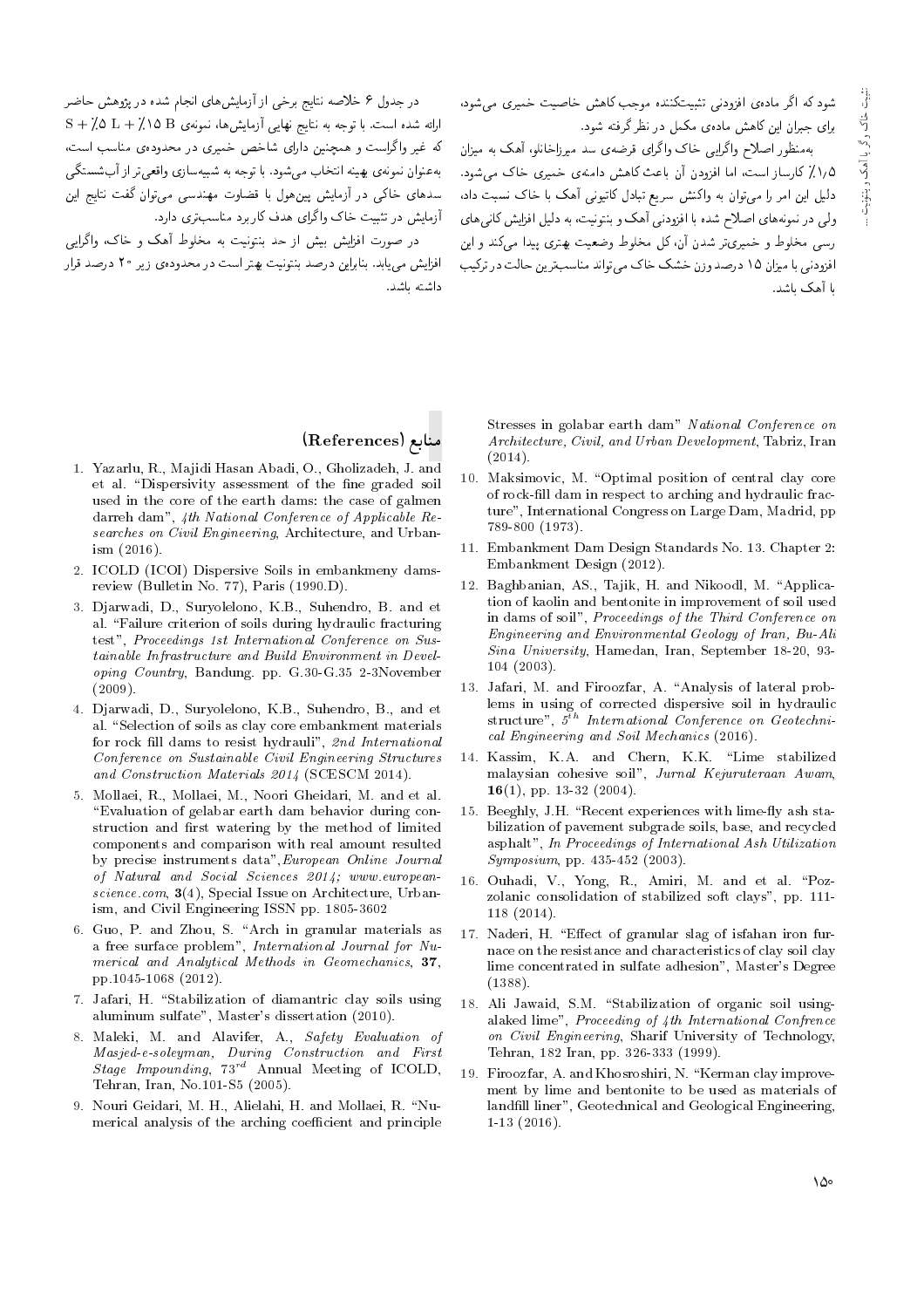شود که اگر ماده‌ی افزودنی تثبیت‌کننده موجب کاهش خاصیت خمیری می‌شود، برای جبران این کاهش ماده‌ی مکمل در نظر گرفته شود.

به‌منظور اصلاح واگرایی خاک واگرای قرضه‌ی سد میرزاخانلو، آهک به میزان ۱/۵٪ کارساز است، اما افزودن آن باعث کاهش دامنه‌ی خمیری خاک می‌شود. دلیل این امر را می‌توان به واکنش سریع تبادل کاتیونی آهک با خاک نسبت داد، ولی در نمونه‌های اصلاح شده با افزودنی آهک و بنتونیت، به دلیل افزایش کانی‌های رسی مخلوط و خمیری‌تر شدن آن، کل مخلوط وضعیت بهتری پیدا می‌کند و این افزودنی با میزان ۱۵ درصد وزن خشک خاک می‌تواند مناسب‌ترین حالت در ترکیب با آهک باشد.

در جدول ۶ خلاصه نتایج برخی از آزمایش‌های انجام شده در پژوهش حاضر ارائه شده است. با توجه به نتایج نهایی آزمایش‌ها، نمونه‌ی S + ٪۵ L + ٪۱۵ B که غیر واگراست و همچنین دارای شاخص خمیری در محدوده‌ی مناسب است، به‌عنوان نمونه‌ی بهینه انتخاب می‌شود. با توجه به شبیه‌سازی واقعی‌تر از آب‌شستگی سدهای خاکی در آزمایش پین‌هول با قضاوت مهندسی می‌توان گفت نتایج این آزمایش در تثبیت خاک واگرای هدف کاربرد مناسب‌تری دارد.

در صورت افزایش بیش از حد بنتونیت به مخلوط آهک و خاک، واگرایی افزایش می‌یابد. بنابراین درصد بنتونیت بهتر است در محدوده‌ی زیر ۲۰ درصد قرار داشته باشد.

## منابع (References)

1. Yazarlu, R., Majidi Hasan Abadi, O., Gholizadeh, J. and et al. "Dispersivity assessment of the fine graded soil used in the core of the earth dams: the case of galmen darreh dam", *4th National Conference of Applicable Researches on Civil Engineering*, Architecture, and Urbanism (2016).
2. ICOLD (ICOI) Dispersive Soils in embankmeny dams-review (Bulletin No. 77), Paris (1990.D).
3. Djarwadi, D., Suryolelono, K.B., Suhendro, B. and et al. "Failure criterion of soils during hydraulic fracturing test", *Proceedings 1st International Conference on Sustainable Infrastructure and Build Environment in Developing Country*, Bandung. pp. G.30-G.35 2-3November (2009).
4. Djarwadi, D., Suryolelono, K.B., Suhendro, B., and et al. "Selection of soils as clay core embankment materials for rock fill dams to resist hydrauli", *2nd International Conference on Sustainable Civil Engineering Structures and Construction Materials 2014* (SCESCM 2014).
5. Mollaei, R., Mollaei, M., Noori Gheidari, M. and et al. "Evaluation of gelabar earth dam behavior during construction and first watering by the method of limited components and comparison with real amount resulted by precise instruments data",*European Online Journal of Natural and Social Sciences 2014; www.european-science.com*, **3**(4), Special Issue on Architecture, Urbanism, and Civil Engineering ISSN pp. 1805-3602
6. Guo, P. and Zhou, S. "Arch in granular materials as a free surface problem", *International Journal for Numerical and Analytical Methods in Geomechanics*, **37**, pp.1045-1068 (2012).
7. Jafari, H. "Stabilization of diamantric clay soils using aluminum sulfate", Master's dissertation (2010).
8. Maleki, M. and Alavifer, A., *Safety Evaluation of Masjed-e-soleyman, During Construction and First Stage Impounding*, $73^{rd}$ Annual Meeting of ICOLD, Tehran, Iran, No.101-S5 (2005).
9. Nouri Geidari, M. H., Alielahi, H. and Mollaei, R. "Numerical analysis of the arching coefficient and principle Stresses in golabar earth dam" *National Conference on Architecture, Civil, and Urban Development*, Tabriz, Iran (2014).
10. Maksimovic, M. "Optimal position of central clay core of rock-fill dam in respect to arching and hydraulic fracture", International Congress on Large Dam, Madrid, pp 789-800 (1973).
11. Embankment Dam Design Standards No. 13. Chapter 2: Embankment Design (2012).
12. Baghbanian, AS., Tajik, H. and Nikoodl, M. "Application of kaolin and bentonite in improvement of soil used in dams of soil", *Proceedings of the Third Conference on Engineering and Environmental Geology of Iran, Bu-Ali Sina University*, Hamedan, Iran, September 18-20, 93-104 (2003).
13. Jafari, M. and Firoozfar, A. "Analysis of lateral problems in using of corrected dispersive soil in hydraulic structure", *$5^{th}$ International Conference on Geotechnical Engineering and Soil Mechanics* (2016).
14. Kassim, K.A. and Chern, K.K. "Lime stabilized malaysian cohesive soil", *Jurnal Kejuruteraan Awam*, **16**(1), pp. 13-32 (2004).
15. Beeghly, J.H. "Recent experiences with lime-fly ash stabilization of pavement subgrade soils, base, and recycled asphalt", *In Proceedings of International Ash Utilization Symposium*, pp. 435-452 (2003).
16. Ouhadi, V., Yong, R., Amiri, M. and et al. "Pozzolanic consolidation of stabilized soft clays", pp. 111-118 (2014).
17. Naderi, H. "Effect of granular slag of isfahan iron furnace on the resistance and characteristics of clay soil clay lime concentrated in sulfate adhesion", Master's Degree (1388).
18. Ali Jawaid, S.M. "Stabilization of organic soil using-alaked lime", *Proceeding of 4th International Confrence on Civil Engineering*, Sharif University of Technology, Tehran, 182 Iran, pp. 326-333 (1999).
19. Firoozfar, A. and Khosroshiri, N. "Kerman clay improvement by lime and bentonite to be used as materials of landfill liner", Geotechnical and Geological Engineering, 1-13 (2016).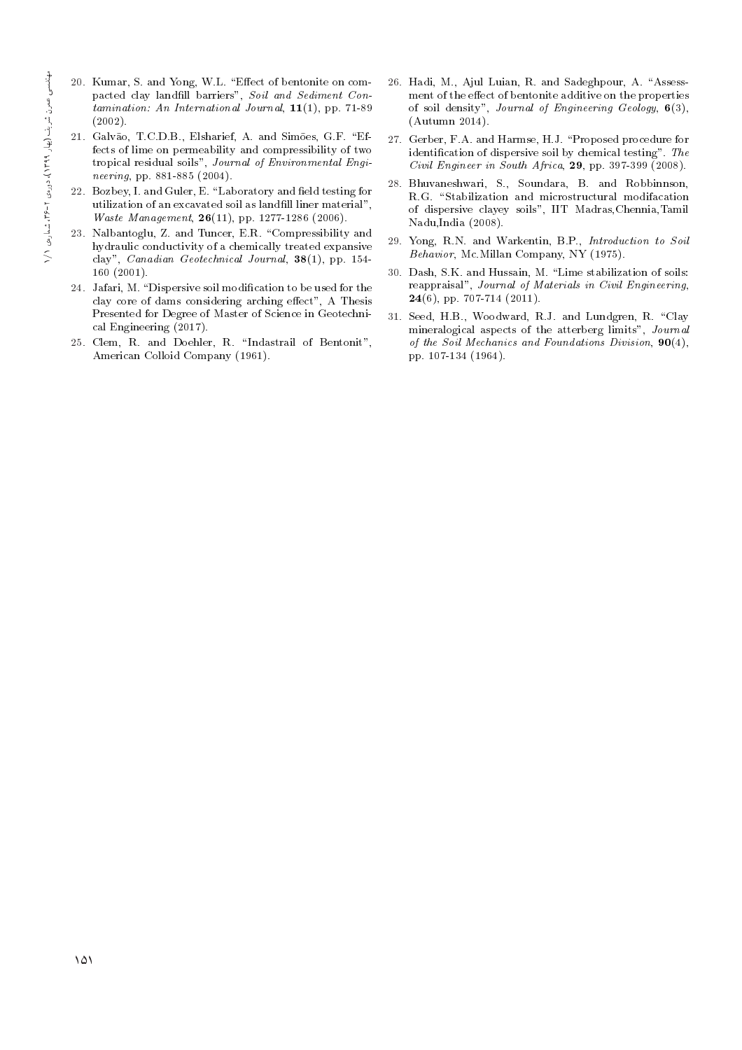20. Kumar, S. and Yong, W.L. "Effect of bentonite on compacted clay landfill barriers", *Soil and Sediment Contamination: An International Journal*, **11**(1), pp. 71-89 (2002).

21. Galvão, T.C.D.B., Elsharief, A. and Simões, G.F. "Effects of lime on permeability and compressibility of two tropical residual soils", *Journal of Environmental Engineering*, pp. 881-885 (2004).

22. Bozbey, I. and Guler, E. "Laboratory and field testing for utilization of an excavated soil as landfill liner material", *Waste Management*, **26**(11), pp. 1277-1286 (2006).

23. Nalbantoglu, Z. and Tuncer, E.R. "Compressibility and hydraulic conductivity of a chemically treated expansive clay", *Canadian Geotechnical Journal*, **38**(1), pp. 154-160 (2001).

24. Jafari, M. "Dispersive soil modification to be used for the clay core of dams considering arching effect", A Thesis Presented for Degree of Master of Science in Geotechnical Engineering (2017).

25. Clem, R. and Doehler, R. "Indastrail of Bentonit", American Colloid Company (1961).

26. Hadi, M., Ajul Luian, R. and Sadeghpour, A. "Assessment of the effect of bentonite additive on the properties of soil density", *Journal of Engineering Geology*, **6**(3), (Autumn 2014).

27. Gerber, F.A. and Harmse, H.J. "Proposed procedure for identification of dispersive soil by chemical testing". *The Civil Engineer in South Africa*, **29**, pp. 397-399 (2008).

28. Bhuvaneshwari, S., Soundara, B. and Robbinnson, R.G. "Stabilization and microstructural modifacation of dispersive clayey soils", IIT Madras,Chennia,Tamil Nadu,India (2008).

29. Yong, R.N. and Warkentin, B.P., *Introduction to Soil Behavior*, Mc.Millan Company, NY (1975).

30. Dash, S.K. and Hussain, M. "Lime stabilization of soils: reappraisal", *Journal of Materials in Civil Engineering*, **24**(6), pp. 707-714 (2011).

31. Seed, H.B., Woodward, R.J. and Lundgren, R. "Clay mineralogical aspects of the atterberg limits", *Journal of the Soil Mechanics and Foundations Division*, **90**(4), pp. 107-134 (1964).